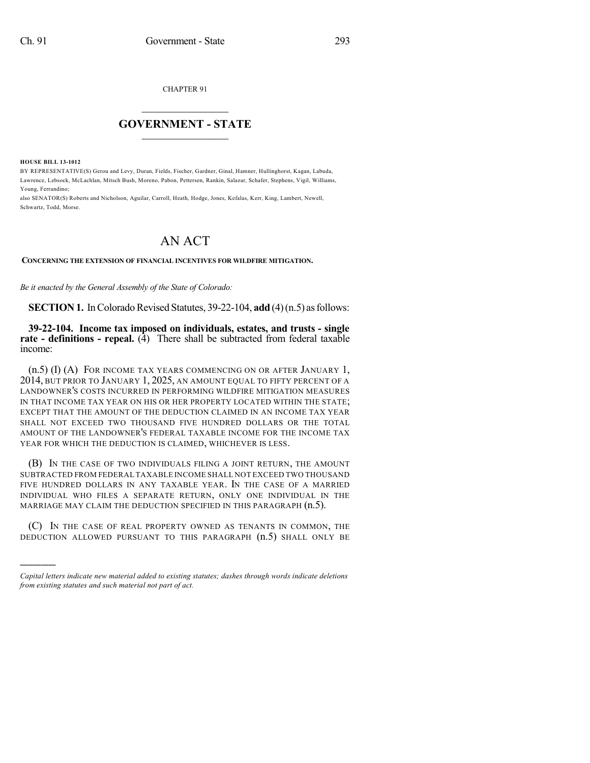CHAPTER 91

# GOVERNMENT - STATE

**HOUSE BILL 13-1012**

BY REPRESENTATIVE(S) Gerou and Levy, Duran, Fields, Fischer, Gardner, Ginal, Hamner, Hullinghorst, Kagan, Labuda, Lawrence, Lebsock, McLachlan, Mitsch Bush, Moreno, Pabon, Pettersen, Rankin, Salazar, Schafer, Stephens, Vigil, Williams, Young, Ferrandino;
also SENATOR(S) Roberts and Nicholson, Aguilar, Carroll, Heath, Hodge, Jones, Kefalas, Kerr, King, Lambert, Newell, Schwartz, Todd, Morse.

# AN ACT

**CONCERNING THE EXTENSION OF FINANCIAL INCENTIVES FOR WILDFIRE MITIGATION.**

*Be it enacted by the General Assembly of the State of Colorado:*

**SECTION 1.** In Colorado Revised Statutes, 39-22-104, **add** (4) (n.5) as follows:

**39-22-104. Income tax imposed on individuals, estates, and trusts - single rate - definitions - repeal.** (4) There shall be subtracted from federal taxable income:

(n.5) (I) (A) FOR INCOME TAX YEARS COMMENCING ON OR AFTER JANUARY 1, 2014, BUT PRIOR TO JANUARY 1, 2025, AN AMOUNT EQUAL TO FIFTY PERCENT OF A LANDOWNER'S COSTS INCURRED IN PERFORMING WILDFIRE MITIGATION MEASURES IN THAT INCOME TAX YEAR ON HIS OR HER PROPERTY LOCATED WITHIN THE STATE; EXCEPT THAT THE AMOUNT OF THE DEDUCTION CLAIMED IN AN INCOME TAX YEAR SHALL NOT EXCEED TWO THOUSAND FIVE HUNDRED DOLLARS OR THE TOTAL AMOUNT OF THE LANDOWNER'S FEDERAL TAXABLE INCOME FOR THE INCOME TAX YEAR FOR WHICH THE DEDUCTION IS CLAIMED, WHICHEVER IS LESS.

(B) IN THE CASE OF TWO INDIVIDUALS FILING A JOINT RETURN, THE AMOUNT SUBTRACTED FROM FEDERAL TAXABLE INCOME SHALL NOT EXCEED TWO THOUSAND FIVE HUNDRED DOLLARS IN ANY TAXABLE YEAR. IN THE CASE OF A MARRIED INDIVIDUAL WHO FILES A SEPARATE RETURN, ONLY ONE INDIVIDUAL IN THE MARRIAGE MAY CLAIM THE DEDUCTION SPECIFIED IN THIS PARAGRAPH (n.5).

(C) IN THE CASE OF REAL PROPERTY OWNED AS TENANTS IN COMMON, THE DEDUCTION ALLOWED PURSUANT TO THIS PARAGRAPH (n.5) SHALL ONLY BE

---

*Capital letters indicate new material added to existing statutes; dashes through words indicate deletions from existing statutes and such material not part of act.*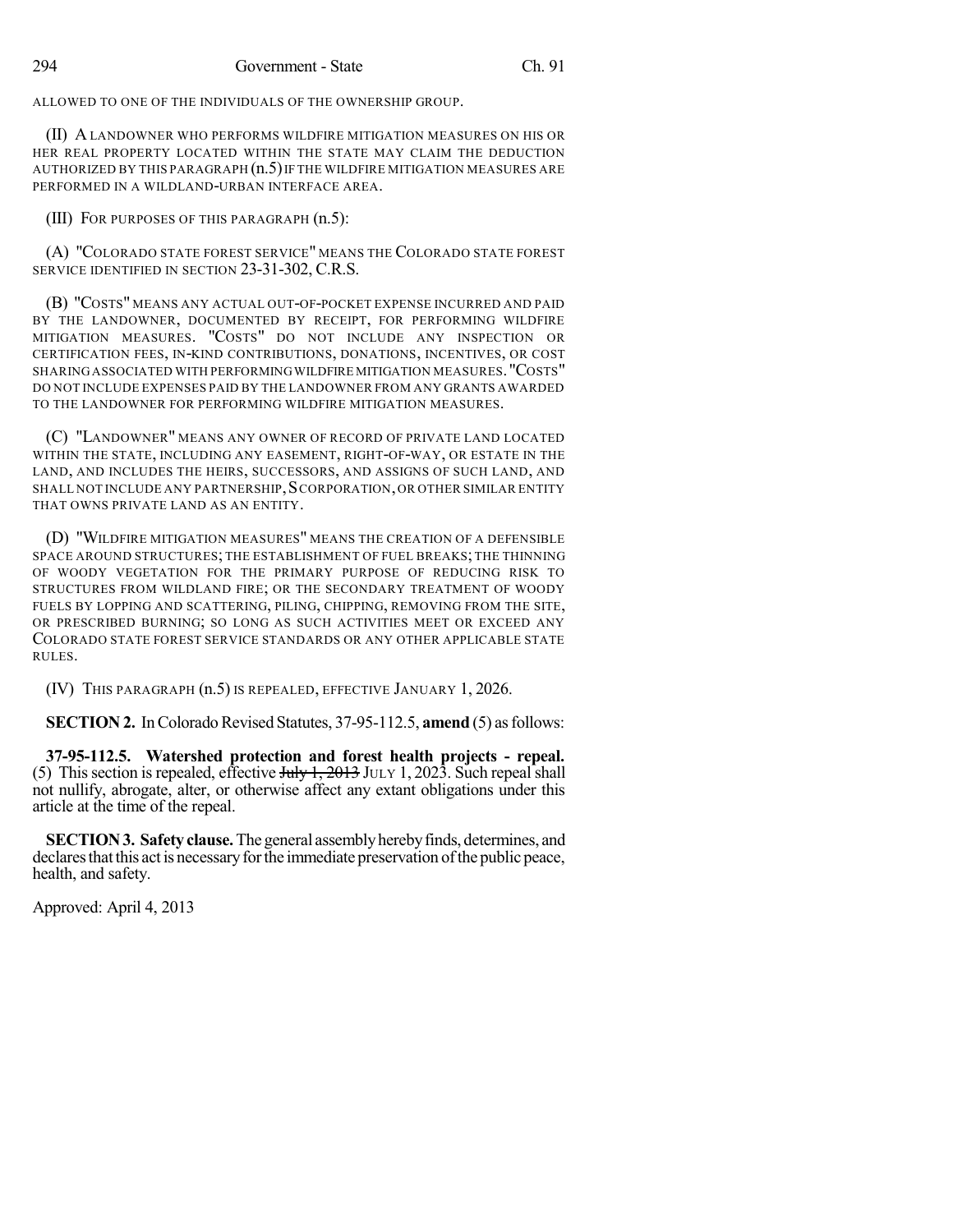ALLOWED TO ONE OF THE INDIVIDUALS OF THE OWNERSHIP GROUP.

(II) A LANDOWNER WHO PERFORMS WILDFIRE MITIGATION MEASURES ON HIS OR HER REAL PROPERTY LOCATED WITHIN THE STATE MAY CLAIM THE DEDUCTION AUTHORIZED BY THIS PARAGRAPH (n.5) IF THE WILDFIRE MITIGATION MEASURES ARE PERFORMED IN A WILDLAND-URBAN INTERFACE AREA.

(III) FOR PURPOSES OF THIS PARAGRAPH (n.5):

(A) "COLORADO STATE FOREST SERVICE" MEANS THE COLORADO STATE FOREST SERVICE IDENTIFIED IN SECTION 23-31-302, C.R.S.

(B) "COSTS" MEANS ANY ACTUAL OUT-OF-POCKET EXPENSE INCURRED AND PAID BY THE LANDOWNER, DOCUMENTED BY RECEIPT, FOR PERFORMING WILDFIRE MITIGATION MEASURES. "COSTS" DO NOT INCLUDE ANY INSPECTION OR CERTIFICATION FEES, IN-KIND CONTRIBUTIONS, DONATIONS, INCENTIVES, OR COST SHARING ASSOCIATED WITH PERFORMING WILDFIRE MITIGATION MEASURES. "COSTS" DO NOT INCLUDE EXPENSES PAID BY THE LANDOWNER FROM ANY GRANTS AWARDED TO THE LANDOWNER FOR PERFORMING WILDFIRE MITIGATION MEASURES.

(C) "LANDOWNER" MEANS ANY OWNER OF RECORD OF PRIVATE LAND LOCATED WITHIN THE STATE, INCLUDING ANY EASEMENT, RIGHT-OF-WAY, OR ESTATE IN THE LAND, AND INCLUDES THE HEIRS, SUCCESSORS, AND ASSIGNS OF SUCH LAND, AND SHALL NOT INCLUDE ANY PARTNERSHIP, S CORPORATION, OR OTHER SIMILAR ENTITY THAT OWNS PRIVATE LAND AS AN ENTITY.

(D) "WILDFIRE MITIGATION MEASURES" MEANS THE CREATION OF A DEFENSIBLE SPACE AROUND STRUCTURES; THE ESTABLISHMENT OF FUEL BREAKS; THE THINNING OF WOODY VEGETATION FOR THE PRIMARY PURPOSE OF REDUCING RISK TO STRUCTURES FROM WILDLAND FIRE; OR THE SECONDARY TREATMENT OF WOODY FUELS BY LOPPING AND SCATTERING, PILING, CHIPPING, REMOVING FROM THE SITE, OR PRESCRIBED BURNING; SO LONG AS SUCH ACTIVITIES MEET OR EXCEED ANY COLORADO STATE FOREST SERVICE STANDARDS OR ANY OTHER APPLICABLE STATE RULES.

(IV) THIS PARAGRAPH (n.5) IS REPEALED, EFFECTIVE JANUARY 1, 2026.

**SECTION 2.** In Colorado Revised Statutes, 37-95-112.5, **amend** (5) as follows:

**37-95-112.5. Watershed protection and forest health projects - repeal.** (5) This section is repealed, effective ~~July 1, 2013~~ JULY 1, 2023. Such repeal shall not nullify, abrogate, alter, or otherwise affect any extant obligations under this article at the time of the repeal.

**SECTION 3. Safety clause.** The general assembly hereby finds, determines, and declares that this act is necessary for the immediate preservation of the public peace, health, and safety.

Approved: April 4, 2013